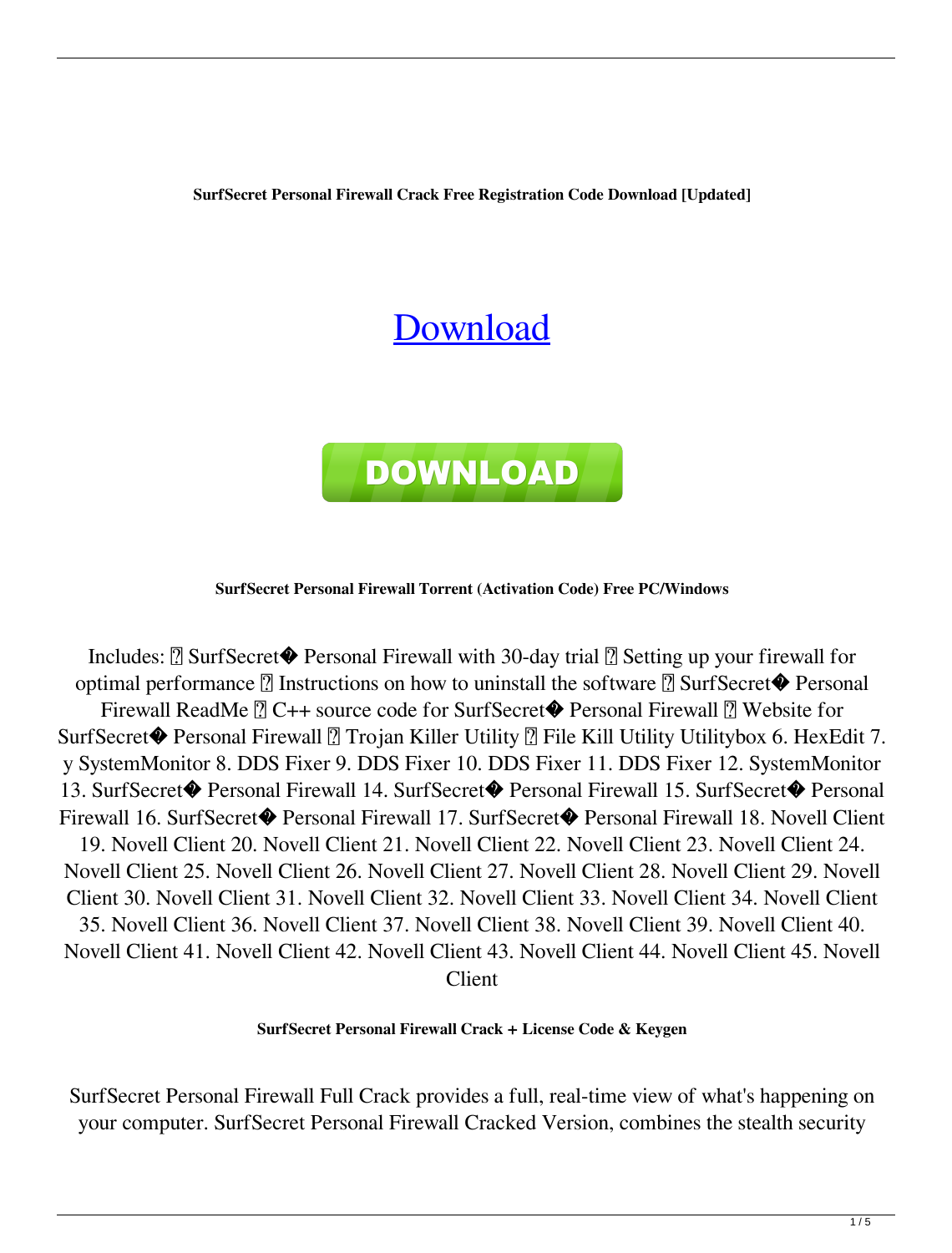**SurfSecret Personal Firewall Crack Free Registration Code Download [Updated]**

# Download

**DOWNLOAD**

**SurfSecret Personal Firewall Torrent (Activation Code) Free PC/Windows**

Includes: ￿ SurfSecret� Personal Firewall with 30-day trial ￿ Setting up your firewall for optimal performance ￿ Instructions on how to uninstall the software ￿ SurfSecret� Personal Firewall ReadMe ￿ C++ source code for SurfSecret� Personal Firewall ￿ Website for SurfSecret� Personal Firewall ￿ Trojan Killer Utility ￿ File Kill Utility Utilitybox 6. HexEdit 7. y SystemMonitor 8. DDS Fixer 9. DDS Fixer 10. DDS Fixer 11. DDS Fixer 12. SystemMonitor 13. SurfSecret� Personal Firewall 14. SurfSecret� Personal Firewall 15. SurfSecret� Personal Firewall 16. SurfSecret� Personal Firewall 17. SurfSecret� Personal Firewall 18. Novell Client 19. Novell Client 20. Novell Client 21. Novell Client 22. Novell Client 23. Novell Client 24. Novell Client 25. Novell Client 26. Novell Client 27. Novell Client 28. Novell Client 29. Novell Client 30. Novell Client 31. Novell Client 32. Novell Client 33. Novell Client 34. Novell Client 35. Novell Client 36. Novell Client 37. Novell Client 38. Novell Client 39. Novell Client 40. Novell Client 41. Novell Client 42. Novell Client 43. Novell Client 44. Novell Client 45. Novell Client

**SurfSecret Personal Firewall Crack + License Code & Keygen**

SurfSecret Personal Firewall Full Crack provides a full, real-time view of what's happening on your computer. SurfSecret Personal Firewall Cracked Version, combines the stealth security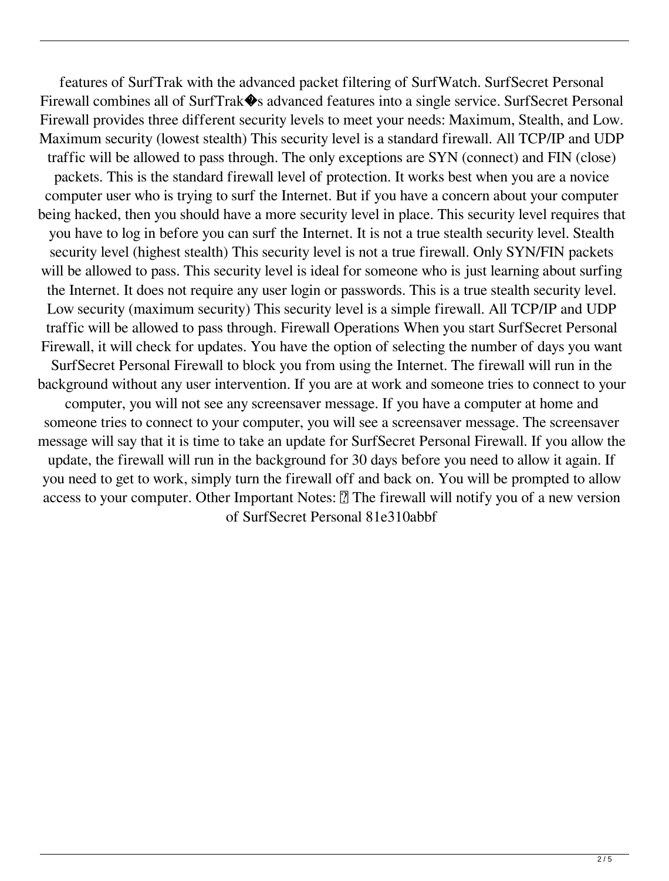features of SurfTrak with the advanced packet filtering of SurfWatch. SurfSecret Personal Firewall combines all of SurfTrak�s advanced features into a single service. SurfSecret Personal Firewall provides three different security levels to meet your needs: Maximum, Stealth, and Low. Maximum security (lowest stealth) This security level is a standard firewall. All TCP/IP and UDP traffic will be allowed to pass through. The only exceptions are SYN (connect) and FIN (close) packets. This is the standard firewall level of protection. It works best when you are a novice computer user who is trying to surf the Internet. But if you have a concern about your computer being hacked, then you should have a more security level in place. This security level requires that you have to log in before you can surf the Internet. It is not a true stealth security level. Stealth security level (highest stealth) This security level is not a true firewall. Only SYN/FIN packets will be allowed to pass. This security level is ideal for someone who is just learning about surfing the Internet. It does not require any user login or passwords. This is a true stealth security level. Low security (maximum security) This security level is a simple firewall. All TCP/IP and UDP traffic will be allowed to pass through. Firewall Operations When you start SurfSecret Personal Firewall, it will check for updates. You have the option of selecting the number of days you want SurfSecret Personal Firewall to block you from using the Internet. The firewall will run in the background without any user intervention. If you are at work and someone tries to connect to your computer, you will not see any screensaver message. If you have a computer at home and someone tries to connect to your computer, you will see a screensaver message. The screensaver message will say that it is time to take an update for SurfSecret Personal Firewall. If you allow the update, the firewall will run in the background for 30 days before you need to allow it again. If you need to get to work, simply turn the firewall off and back on. You will be prompted to allow access to your computer. Other Important Notes: ▯ The firewall will notify you of a new version of SurfSecret Personal 81e310abbf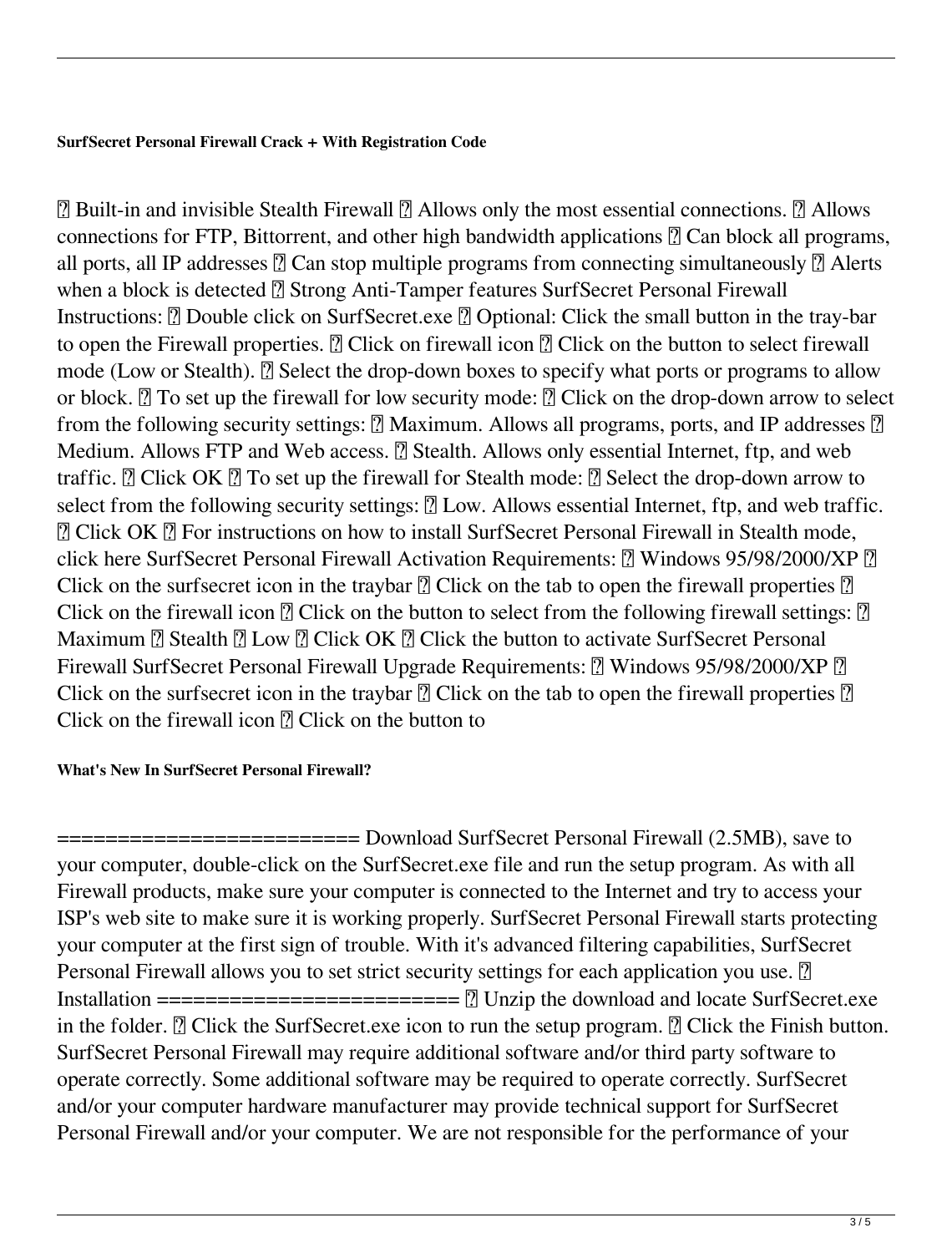**SurfSecret Personal Firewall Crack + With Registration Code**

 Built-in and invisible Stealth Firewall  Allows only the most essential connections.  Allows connections for FTP, Bittorrent, and other high bandwidth applications  Can block all programs, all ports, all IP addresses  Can stop multiple programs from connecting simultaneously  Alerts when a block is detected  Strong Anti-Tamper features SurfSecret Personal Firewall Instructions:  Double click on SurfSecret.exe  Optional: Click the small button in the tray-bar to open the Firewall properties.  Click on firewall icon  Click on the button to select firewall mode (Low or Stealth).  Select the drop-down boxes to specify what ports or programs to allow or block.  To set up the firewall for low security mode:  Click on the drop-down arrow to select from the following security settings:  Maximum. Allows all programs, ports, and IP addresses  Medium. Allows FTP and Web access.  Stealth. Allows only essential Internet, ftp, and web traffic.  Click OK  To set up the firewall for Stealth mode:  Select the drop-down arrow to select from the following security settings:  Low. Allows essential Internet, ftp, and web traffic.  Click OK  For instructions on how to install SurfSecret Personal Firewall in Stealth mode, click here SurfSecret Personal Firewall Activation Requirements:  Windows 95/98/2000/XP  Click on the surfsecret icon in the traybar  Click on the tab to open the firewall properties  Click on the firewall icon  Click on the button to select from the following firewall settings:  Maximum  Stealth  Low  Click OK  Click the button to activate SurfSecret Personal Firewall SurfSecret Personal Firewall Upgrade Requirements:  Windows 95/98/2000/XP  Click on the surfsecret icon in the traybar  Click on the tab to open the firewall properties  Click on the firewall icon  Click on the button to

**What's New In SurfSecret Personal Firewall?**

======================== Download SurfSecret Personal Firewall (2.5MB), save to your computer, double-click on the SurfSecret.exe file and run the setup program. As with all Firewall products, make sure your computer is connected to the Internet and try to access your ISP's web site to make sure it is working properly. SurfSecret Personal Firewall starts protecting your computer at the first sign of trouble. With it's advanced filtering capabilities, SurfSecret Personal Firewall allows you to set strict security settings for each application you use.  Installation ========================  Unzip the download and locate SurfSecret.exe in the folder.  Click the SurfSecret.exe icon to run the setup program.  Click the Finish button. SurfSecret Personal Firewall may require additional software and/or third party software to operate correctly. Some additional software may be required to operate correctly. SurfSecret and/or your computer hardware manufacturer may provide technical support for SurfSecret Personal Firewall and/or your computer. We are not responsible for the performance of your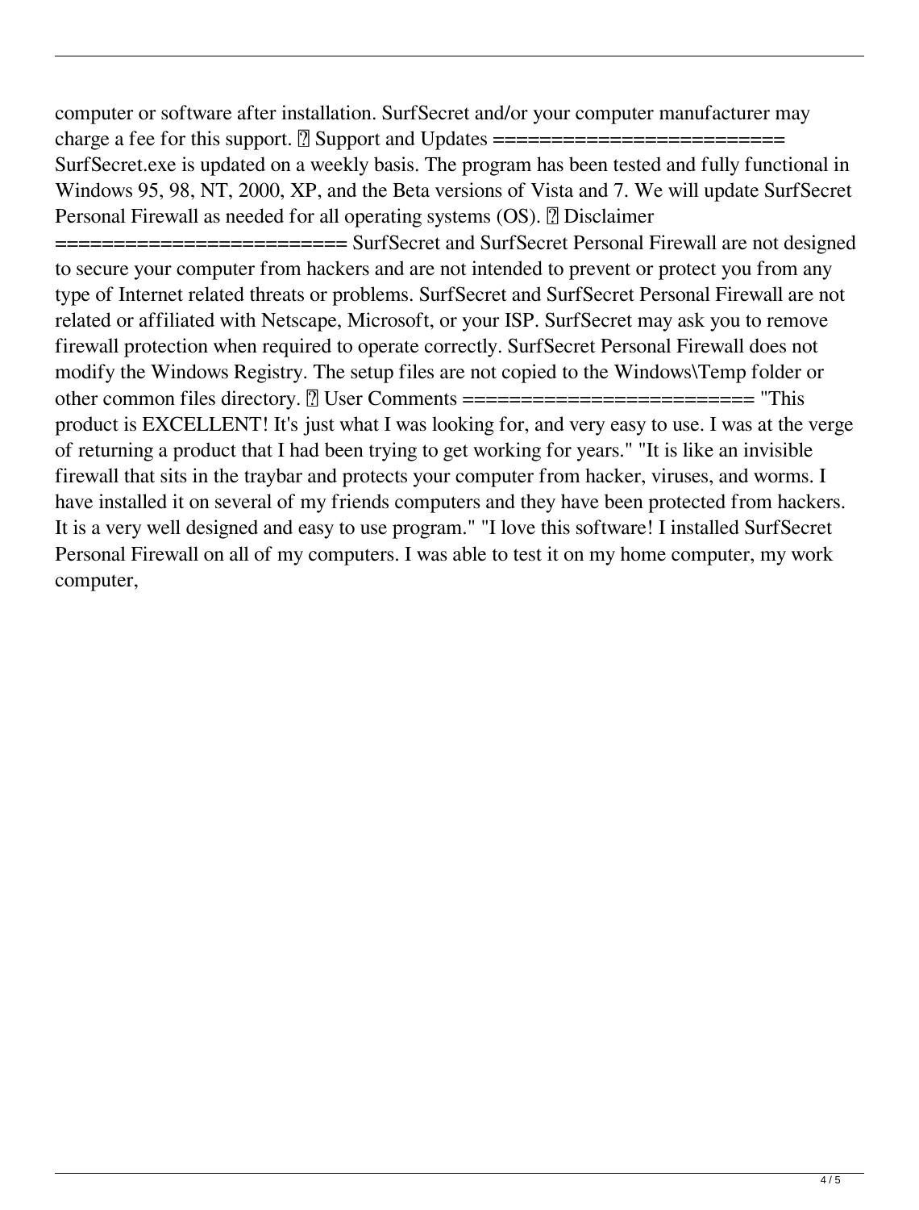computer or software after installation. SurfSecret and/or your computer manufacturer may charge a fee for this support. ◆ Support and Updates ======================== SurfSecret.exe is updated on a weekly basis. The program has been tested and fully functional in Windows 95, 98, NT, 2000, XP, and the Beta versions of Vista and 7. We will update SurfSecret Personal Firewall as needed for all operating systems (OS). ◆ Disclaimer ======================== SurfSecret and SurfSecret Personal Firewall are not designed to secure your computer from hackers and are not intended to prevent or protect you from any type of Internet related threats or problems. SurfSecret and SurfSecret Personal Firewall are not related or affiliated with Netscape, Microsoft, or your ISP. SurfSecret may ask you to remove firewall protection when required to operate correctly. SurfSecret Personal Firewall does not modify the Windows Registry. The setup files are not copied to the Windows\Temp folder or other common files directory. ◆ User Comments ======================== "This product is EXCELLENT! It's just what I was looking for, and very easy to use. I was at the verge of returning a product that I had been trying to get working for years." "It is like an invisible firewall that sits in the traybar and protects your computer from hacker, viruses, and worms. I have installed it on several of my friends computers and they have been protected from hackers. It is a very well designed and easy to use program." "I love this software! I installed SurfSecret Personal Firewall on all of my computers. I was able to test it on my home computer, my work computer,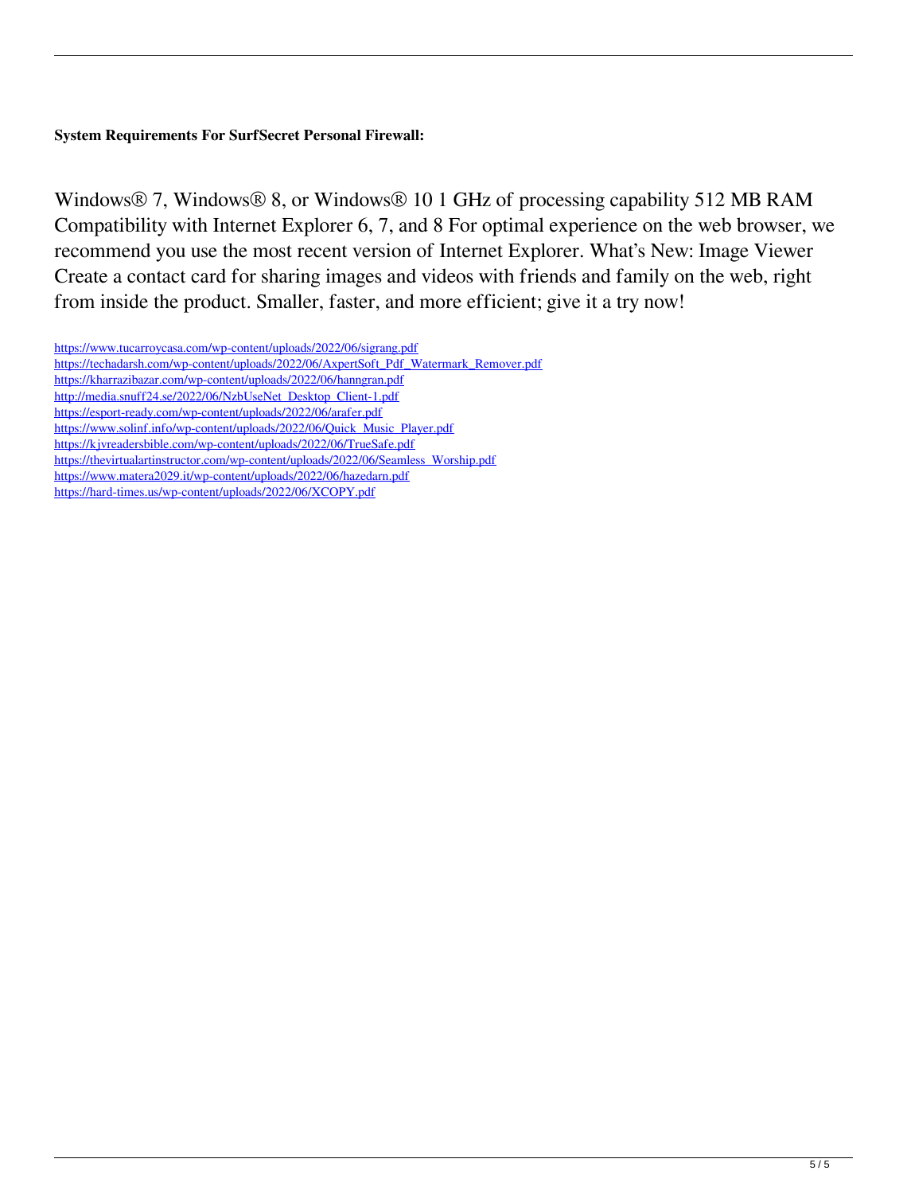**System Requirements For SurfSecret Personal Firewall:**

Windows® 7, Windows® 8, or Windows® 10 1 GHz of processing capability 512 MB RAM Compatibility with Internet Explorer 6, 7, and 8 For optimal experience on the web browser, we recommend you use the most recent version of Internet Explorer. What's New: Image Viewer Create a contact card for sharing images and videos with friends and family on the web, right from inside the product. Smaller, faster, and more efficient; give it a try now!

https://www.tucarroycasa.com/wp-content/uploads/2022/06/sigrang.pdf
https://techadarsh.com/wp-content/uploads/2022/06/AxpertSoft_Pdf_Watermark_Remover.pdf
https://kharrazibazar.com/wp-content/uploads/2022/06/hanngran.pdf
http://media.snuff24.se/2022/06/NzbUseNet_Desktop_Client-1.pdf
https://esport-ready.com/wp-content/uploads/2022/06/arafer.pdf
https://www.solinf.info/wp-content/uploads/2022/06/Quick_Music_Player.pdf
https://kjvreadersbible.com/wp-content/uploads/2022/06/TrueSafe.pdf
https://thevirtualartinstructor.com/wp-content/uploads/2022/06/Seamless_Worship.pdf
https://www.matera2029.it/wp-content/uploads/2022/06/hazedarn.pdf
https://hard-times.us/wp-content/uploads/2022/06/XCOPY.pdf